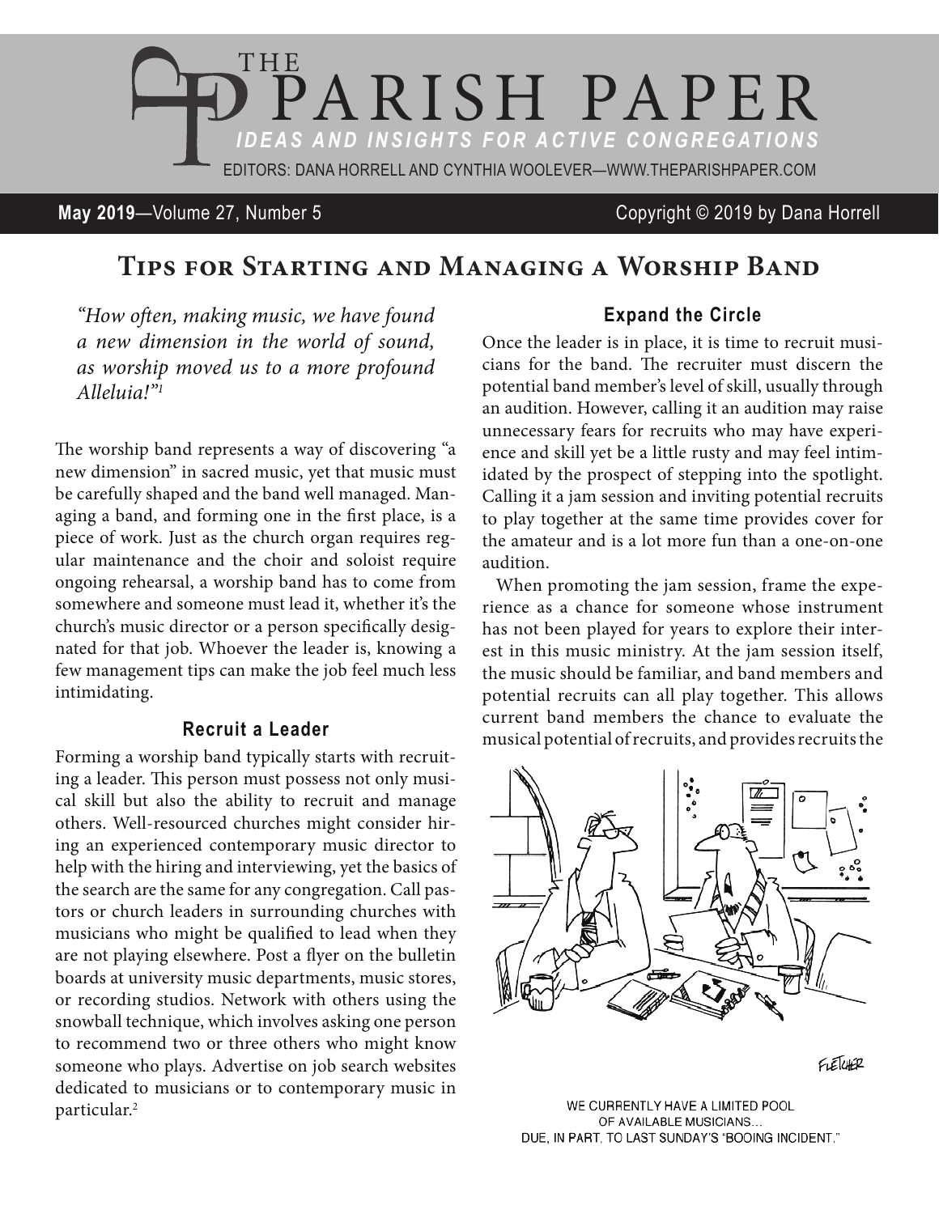# THE PARISH PAPER

*IDEAS AND INSIGHTS FOR ACTIVE CONGREGATIONS*

EDITORS: DANA HORRELL AND CYNTHIA WOOLEVER—WWW.THEPARISHPAPER.COM

**May 2019**—Volume 27, Number 5 Copyright © 2019 by Dana Horrell

## Tips for Starting and Managing a Worship Band

*"How often, making music, we have found a new dimension in the world of sound, as worship moved us to a more profound Alleluia!"*[1]

The worship band represents a way of discovering "a new dimension" in sacred music, yet that music must be carefully shaped and the band well managed. Managing a band, and forming one in the first place, is a piece of work. Just as the church organ requires regular maintenance and the choir and soloist require ongoing rehearsal, a worship band has to come from somewhere and someone must lead it, whether it's the church's music director or a person specifically designated for that job. Whoever the leader is, knowing a few management tips can make the job feel much less intimidating.

### Recruit a Leader

Forming a worship band typically starts with recruiting a leader. This person must possess not only musical skill but also the ability to recruit and manage others. Well-resourced churches might consider hiring an experienced contemporary music director to help with the hiring and interviewing, yet the basics of the search are the same for any congregation. Call pastors or church leaders in surrounding churches with musicians who might be qualified to lead when they are not playing elsewhere. Post a flyer on the bulletin boards at university music departments, music stores, or recording studios. Network with others using the snowball technique, which involves asking one person to recommend two or three others who might know someone who plays. Advertise on job search websites dedicated to musicians or to contemporary music in particular.[2]

### Expand the Circle

Once the leader is in place, it is time to recruit musicians for the band. The recruiter must discern the potential band member's level of skill, usually through an audition. However, calling it an audition may raise unnecessary fears for recruits who may have experience and skill yet be a little rusty and may feel intimidated by the prospect of stepping into the spotlight. Calling it a jam session and inviting potential recruits to play together at the same time provides cover for the amateur and is a lot more fun than a one-on-one audition.

When promoting the jam session, frame the experience as a chance for someone whose instrument has not been played for years to explore their interest in this music ministry. At the jam session itself, the music should be familiar, and band members and potential recruits can all play together. This allows current band members the chance to evaluate the musical potential of recruits, and provides recruits the

WE CURRENTLY HAVE A LIMITED POOL OF AVAILABLE MUSICIANS… DUE, IN PART, TO LAST SUNDAY'S "BOOING INCIDENT."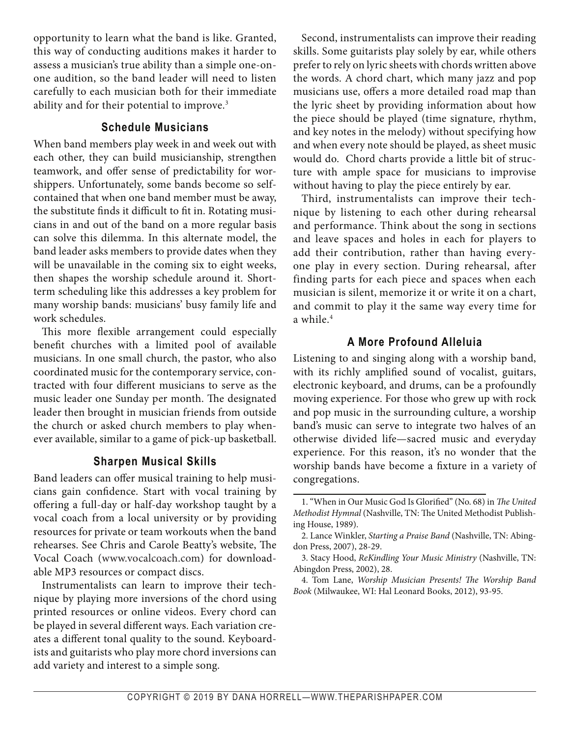opportunity to learn what the band is like. Granted, this way of conducting auditions makes it harder to assess a musician's true ability than a simple one-on-one audition, so the band leader will need to listen carefully to each musician both for their immediate ability and for their potential to improve.[3]

### Schedule Musicians

When band members play week in and week out with each other, they can build musicianship, strengthen teamwork, and offer sense of predictability for worshippers. Unfortunately, some bands become so self-contained that when one band member must be away, the substitute finds it difficult to fit in. Rotating musicians in and out of the band on a more regular basis can solve this dilemma. In this alternate model, the band leader asks members to provide dates when they will be unavailable in the coming six to eight weeks, then shapes the worship schedule around it. Short-term scheduling like this addresses a key problem for many worship bands: musicians' busy family life and work schedules.

This more flexible arrangement could especially benefit churches with a limited pool of available musicians. In one small church, the pastor, who also coordinated music for the contemporary service, contracted with four different musicians to serve as the music leader one Sunday per month. The designated leader then brought in musician friends from outside the church or asked church members to play whenever available, similar to a game of pick-up basketball.

### Sharpen Musical Skills

Band leaders can offer musical training to help musicians gain confidence. Start with vocal training by offering a full-day or half-day workshop taught by a vocal coach from a local university or by providing resources for private or team workouts when the band rehearses. See Chris and Carole Beatty's website, The Vocal Coach (www.vocalcoach.com) for downloadable MP3 resources or compact discs.

Instrumentalists can learn to improve their technique by playing more inversions of the chord using printed resources or online videos. Every chord can be played in several different ways. Each variation creates a different tonal quality to the sound. Keyboardists and guitarists who play more chord inversions can add variety and interest to a simple song.

Second, instrumentalists can improve their reading skills. Some guitarists play solely by ear, while others prefer to rely on lyric sheets with chords written above the words. A chord chart, which many jazz and pop musicians use, offers a more detailed road map than the lyric sheet by providing information about how the piece should be played (time signature, rhythm, and key notes in the melody) without specifying how and when every note should be played, as sheet music would do. Chord charts provide a little bit of structure with ample space for musicians to improvise without having to play the piece entirely by ear.

Third, instrumentalists can improve their technique by listening to each other during rehearsal and performance. Think about the song in sections and leave spaces and holes in each for players to add their contribution, rather than having everyone play in every section. During rehearsal, after finding parts for each piece and spaces when each musician is silent, memorize it or write it on a chart, and commit to play it the same way every time for a while.[4]

### A More Profound Alleluia

Listening to and singing along with a worship band, with its richly amplified sound of vocalist, guitars, electronic keyboard, and drums, can be a profoundly moving experience. For those who grew up with rock and pop music in the surrounding culture, a worship band's music can serve to integrate two halves of an otherwise divided life—sacred music and everyday experience. For this reason, it's no wonder that the worship bands have become a fixture in a variety of congregations.

---

1. "When in Our Music God Is Glorified" (No. 68) in *The United Methodist Hymnal* (Nashville, TN: The United Methodist Publishing House, 1989).

2. Lance Winkler, *Starting a Praise Band* (Nashville, TN: Abingdon Press, 2007), 28-29.

3. Stacy Hood, *ReKindling Your Music Ministry* (Nashville, TN: Abingdon Press, 2002), 28.

4. Tom Lane, *Worship Musician Presents! The Worship Band Book* (Milwaukee, WI: Hal Leonard Books, 2012), 93-95.

COPYRIGHT © 2019 BY DANA HORRELL—WWW.THEPARISHPAPER.COM